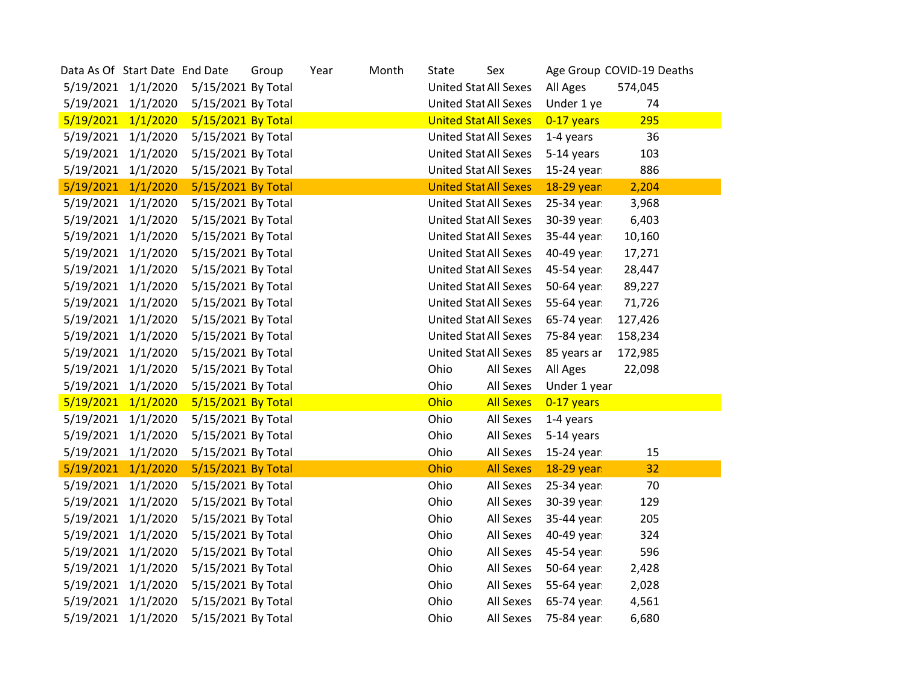| Data As Of | Start Date | End Date | Group | Year | Month | State | Sex | Age Group | COVID-19 Deaths |
|---|---|---|---|---|---|---|---|---|---|
| 5/19/2021 | 1/1/2020 | 5/15/2021 | By Total | | | United Stat | All Sexes | All Ages | 574,045 |
| 5/19/2021 | 1/1/2020 | 5/15/2021 | By Total | | | United Stat | All Sexes | Under 1 ye | 74 |
| 5/19/2021 | 1/1/2020 | 5/15/2021 | By Total | | | United Stat | All Sexes | 0-17 years | 295 |
| 5/19/2021 | 1/1/2020 | 5/15/2021 | By Total | | | United Stat | All Sexes | 1-4 years | 36 |
| 5/19/2021 | 1/1/2020 | 5/15/2021 | By Total | | | United Stat | All Sexes | 5-14 years | 103 |
| 5/19/2021 | 1/1/2020 | 5/15/2021 | By Total | | | United Stat | All Sexes | 15-24 year | 886 |
| 5/19/2021 | 1/1/2020 | 5/15/2021 | By Total | | | United Stat | All Sexes | 18-29 year | 2,204 |
| 5/19/2021 | 1/1/2020 | 5/15/2021 | By Total | | | United Stat | All Sexes | 25-34 year | 3,968 |
| 5/19/2021 | 1/1/2020 | 5/15/2021 | By Total | | | United Stat | All Sexes | 30-39 year | 6,403 |
| 5/19/2021 | 1/1/2020 | 5/15/2021 | By Total | | | United Stat | All Sexes | 35-44 year | 10,160 |
| 5/19/2021 | 1/1/2020 | 5/15/2021 | By Total | | | United Stat | All Sexes | 40-49 year | 17,271 |
| 5/19/2021 | 1/1/2020 | 5/15/2021 | By Total | | | United Stat | All Sexes | 45-54 year | 28,447 |
| 5/19/2021 | 1/1/2020 | 5/15/2021 | By Total | | | United Stat | All Sexes | 50-64 year | 89,227 |
| 5/19/2021 | 1/1/2020 | 5/15/2021 | By Total | | | United Stat | All Sexes | 55-64 year | 71,726 |
| 5/19/2021 | 1/1/2020 | 5/15/2021 | By Total | | | United Stat | All Sexes | 65-74 year | 127,426 |
| 5/19/2021 | 1/1/2020 | 5/15/2021 | By Total | | | United Stat | All Sexes | 75-84 year | 158,234 |
| 5/19/2021 | 1/1/2020 | 5/15/2021 | By Total | | | United Stat | All Sexes | 85 years ar | 172,985 |
| 5/19/2021 | 1/1/2020 | 5/15/2021 | By Total | | | Ohio | All Sexes | All Ages | 22,098 |
| 5/19/2021 | 1/1/2020 | 5/15/2021 | By Total | | | Ohio | All Sexes | Under 1 year | |
| 5/19/2021 | 1/1/2020 | 5/15/2021 | By Total | | | Ohio | All Sexes | 0-17 years | |
| 5/19/2021 | 1/1/2020 | 5/15/2021 | By Total | | | Ohio | All Sexes | 1-4 years | |
| 5/19/2021 | 1/1/2020 | 5/15/2021 | By Total | | | Ohio | All Sexes | 5-14 years | |
| 5/19/2021 | 1/1/2020 | 5/15/2021 | By Total | | | Ohio | All Sexes | 15-24 year | 15 |
| 5/19/2021 | 1/1/2020 | 5/15/2021 | By Total | | | Ohio | All Sexes | 18-29 year | 32 |
| 5/19/2021 | 1/1/2020 | 5/15/2021 | By Total | | | Ohio | All Sexes | 25-34 year | 70 |
| 5/19/2021 | 1/1/2020 | 5/15/2021 | By Total | | | Ohio | All Sexes | 30-39 year | 129 |
| 5/19/2021 | 1/1/2020 | 5/15/2021 | By Total | | | Ohio | All Sexes | 35-44 year | 205 |
| 5/19/2021 | 1/1/2020 | 5/15/2021 | By Total | | | Ohio | All Sexes | 40-49 year | 324 |
| 5/19/2021 | 1/1/2020 | 5/15/2021 | By Total | | | Ohio | All Sexes | 45-54 year | 596 |
| 5/19/2021 | 1/1/2020 | 5/15/2021 | By Total | | | Ohio | All Sexes | 50-64 year | 2,428 |
| 5/19/2021 | 1/1/2020 | 5/15/2021 | By Total | | | Ohio | All Sexes | 55-64 year | 2,028 |
| 5/19/2021 | 1/1/2020 | 5/15/2021 | By Total | | | Ohio | All Sexes | 65-74 year | 4,561 |
| 5/19/2021 | 1/1/2020 | 5/15/2021 | By Total | | | Ohio | All Sexes | 75-84 year | 6,680 |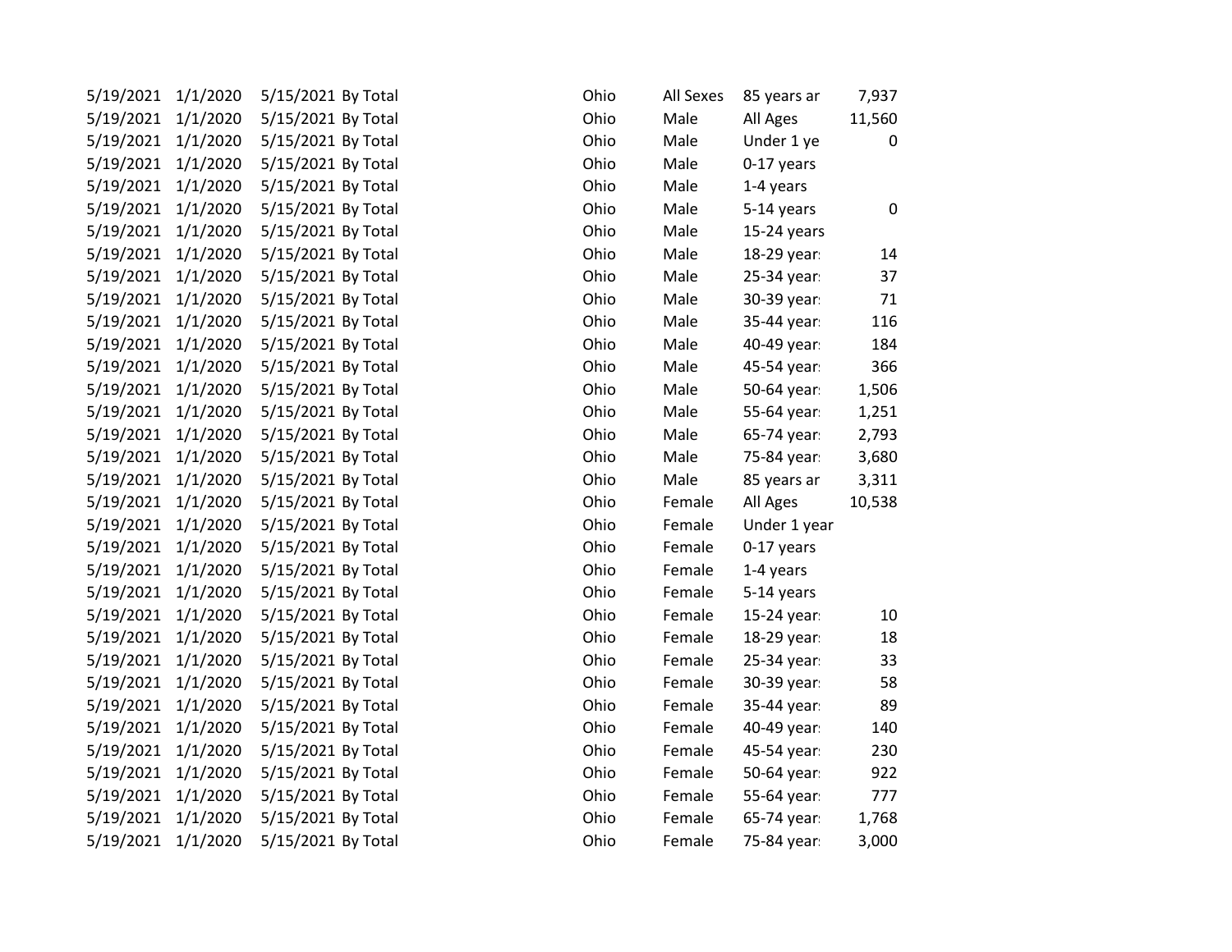| | | | | | | | | |
|---|---|---|---|---|---|---|---|---|
| 5/19/2021 | 1/1/2020 | 5/15/2021 | By Total | | Ohio | All Sexes | 85 years ar | 7,937 |
| 5/19/2021 | 1/1/2020 | 5/15/2021 | By Total | | Ohio | Male | All Ages | 11,560 |
| 5/19/2021 | 1/1/2020 | 5/15/2021 | By Total | | Ohio | Male | Under 1 ye | 0 |
| 5/19/2021 | 1/1/2020 | 5/15/2021 | By Total | | Ohio | Male | 0-17 years | |
| 5/19/2021 | 1/1/2020 | 5/15/2021 | By Total | | Ohio | Male | 1-4 years | |
| 5/19/2021 | 1/1/2020 | 5/15/2021 | By Total | | Ohio | Male | 5-14 years | 0 |
| 5/19/2021 | 1/1/2020 | 5/15/2021 | By Total | | Ohio | Male | 15-24 years | |
| 5/19/2021 | 1/1/2020 | 5/15/2021 | By Total | | Ohio | Male | 18-29 year: | 14 |
| 5/19/2021 | 1/1/2020 | 5/15/2021 | By Total | | Ohio | Male | 25-34 year: | 37 |
| 5/19/2021 | 1/1/2020 | 5/15/2021 | By Total | | Ohio | Male | 30-39 year: | 71 |
| 5/19/2021 | 1/1/2020 | 5/15/2021 | By Total | | Ohio | Male | 35-44 year: | 116 |
| 5/19/2021 | 1/1/2020 | 5/15/2021 | By Total | | Ohio | Male | 40-49 year: | 184 |
| 5/19/2021 | 1/1/2020 | 5/15/2021 | By Total | | Ohio | Male | 45-54 year: | 366 |
| 5/19/2021 | 1/1/2020 | 5/15/2021 | By Total | | Ohio | Male | 50-64 year: | 1,506 |
| 5/19/2021 | 1/1/2020 | 5/15/2021 | By Total | | Ohio | Male | 55-64 year: | 1,251 |
| 5/19/2021 | 1/1/2020 | 5/15/2021 | By Total | | Ohio | Male | 65-74 year: | 2,793 |
| 5/19/2021 | 1/1/2020 | 5/15/2021 | By Total | | Ohio | Male | 75-84 year: | 3,680 |
| 5/19/2021 | 1/1/2020 | 5/15/2021 | By Total | | Ohio | Male | 85 years ar | 3,311 |
| 5/19/2021 | 1/1/2020 | 5/15/2021 | By Total | | Ohio | Female | All Ages | 10,538 |
| 5/19/2021 | 1/1/2020 | 5/15/2021 | By Total | | Ohio | Female | Under 1 year | |
| 5/19/2021 | 1/1/2020 | 5/15/2021 | By Total | | Ohio | Female | 0-17 years | |
| 5/19/2021 | 1/1/2020 | 5/15/2021 | By Total | | Ohio | Female | 1-4 years | |
| 5/19/2021 | 1/1/2020 | 5/15/2021 | By Total | | Ohio | Female | 5-14 years | |
| 5/19/2021 | 1/1/2020 | 5/15/2021 | By Total | | Ohio | Female | 15-24 year: | 10 |
| 5/19/2021 | 1/1/2020 | 5/15/2021 | By Total | | Ohio | Female | 18-29 year: | 18 |
| 5/19/2021 | 1/1/2020 | 5/15/2021 | By Total | | Ohio | Female | 25-34 year: | 33 |
| 5/19/2021 | 1/1/2020 | 5/15/2021 | By Total | | Ohio | Female | 30-39 year: | 58 |
| 5/19/2021 | 1/1/2020 | 5/15/2021 | By Total | | Ohio | Female | 35-44 year: | 89 |
| 5/19/2021 | 1/1/2020 | 5/15/2021 | By Total | | Ohio | Female | 40-49 year: | 140 |
| 5/19/2021 | 1/1/2020 | 5/15/2021 | By Total | | Ohio | Female | 45-54 year: | 230 |
| 5/19/2021 | 1/1/2020 | 5/15/2021 | By Total | | Ohio | Female | 50-64 year: | 922 |
| 5/19/2021 | 1/1/2020 | 5/15/2021 | By Total | | Ohio | Female | 55-64 year: | 777 |
| 5/19/2021 | 1/1/2020 | 5/15/2021 | By Total | | Ohio | Female | 65-74 year: | 1,768 |
| 5/19/2021 | 1/1/2020 | 5/15/2021 | By Total | | Ohio | Female | 75-84 year: | 3,000 |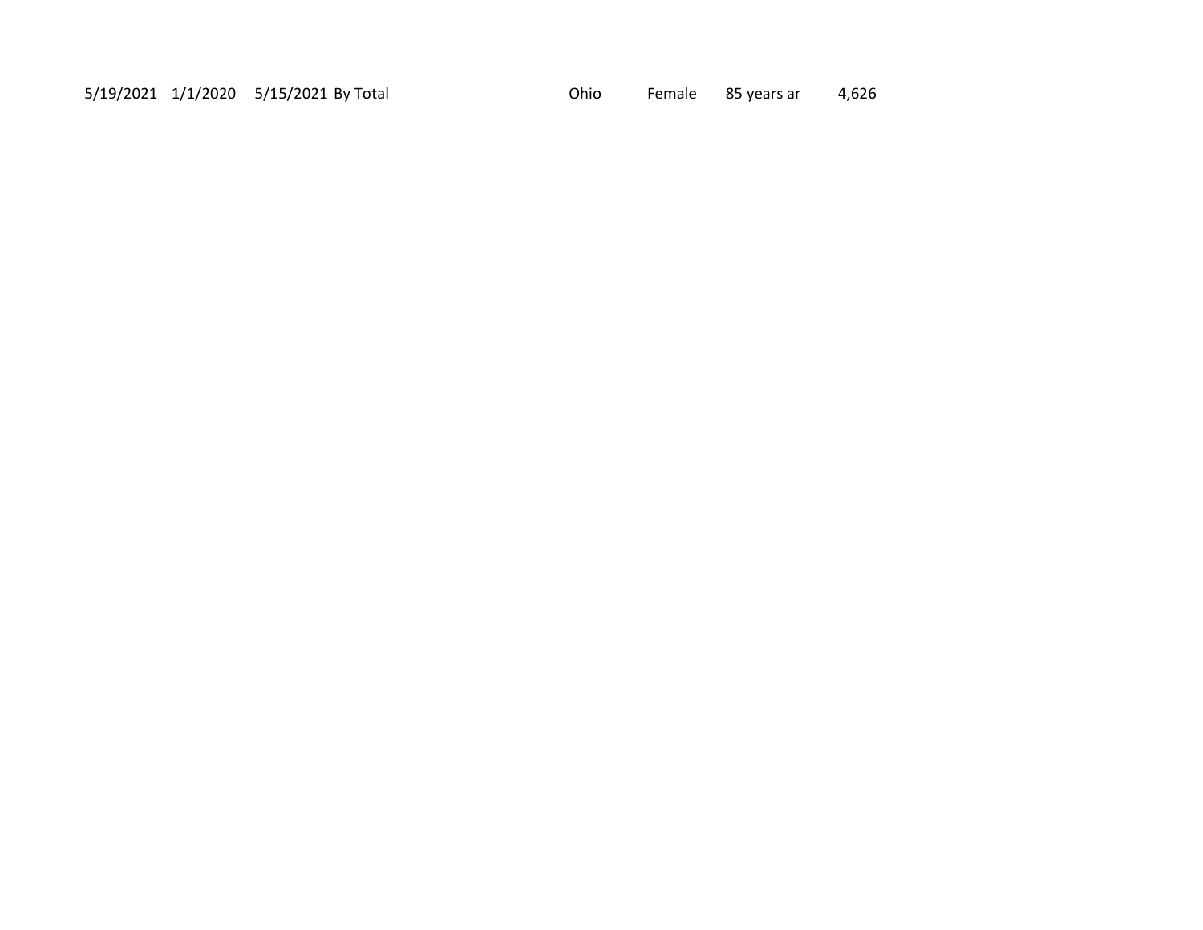| | | | | | | | |
|---|---|---|---|---|---|---|---|
| 5/19/2021 | 1/1/2020 | 5/15/2021 | By Total | Ohio | Female | 85 years ar | 4,626 |